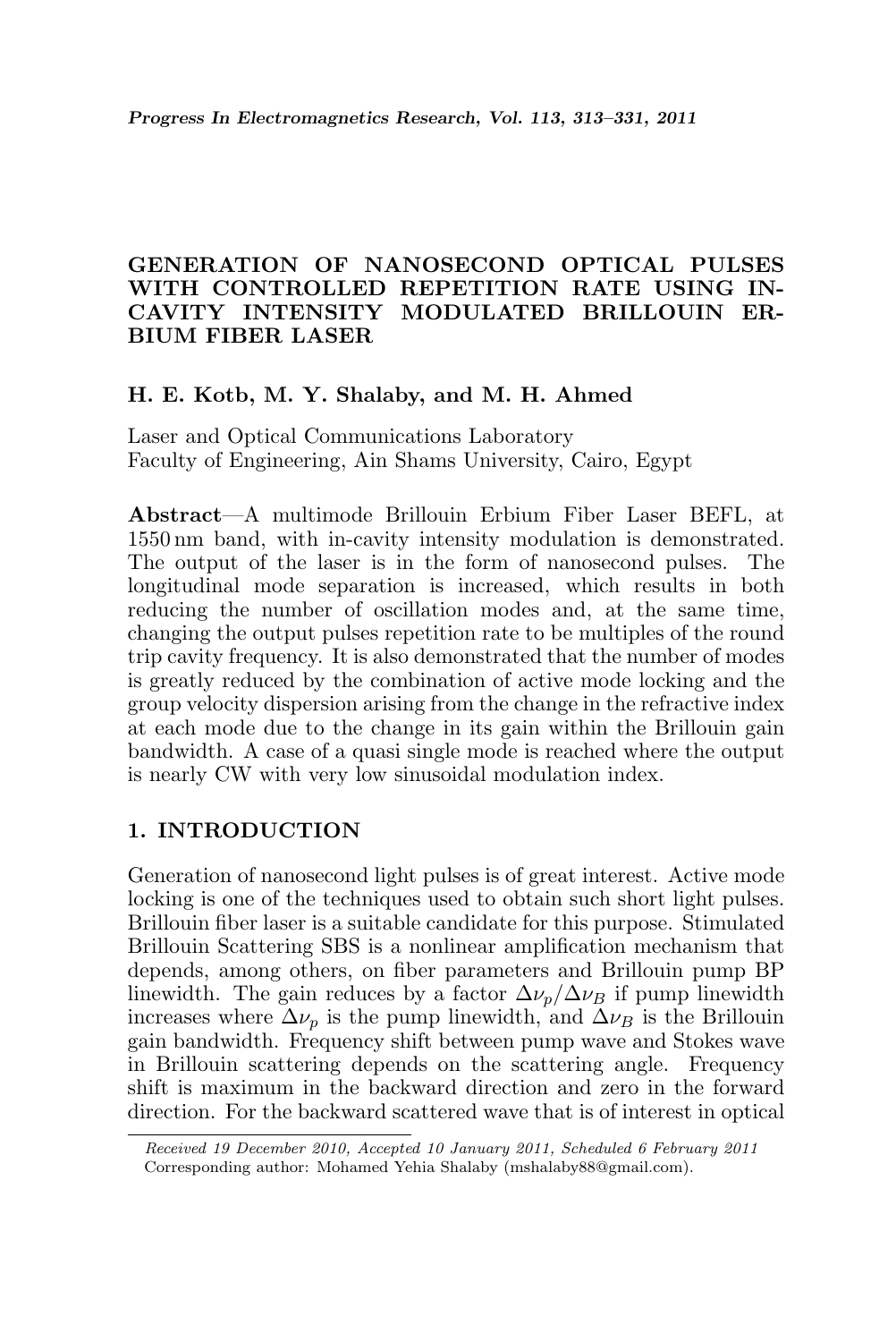# GENERATION OF NANOSECOND OPTICAL PULSES WITH CONTROLLED REPETITION RATE USING IN-CAVITY INTENSITY MODULATED BRILLOUIN ERBIUM FIBER LASER

**H. E. Kotb, M. Y. Shalaby, and M. H. Ahmed**

Laser and Optical Communications Laboratory
Faculty of Engineering, Ain Shams University, Cairo, Egypt

**Abstract**—A multimode Brillouin Erbium Fiber Laser BEFL, at 1550 nm band, with in-cavity intensity modulation is demonstrated. The output of the laser is in the form of nanosecond pulses. The longitudinal mode separation is increased, which results in both reducing the number of oscillation modes and, at the same time, changing the output pulses repetition rate to be multiples of the round trip cavity frequency. It is also demonstrated that the number of modes is greatly reduced by the combination of active mode locking and the group velocity dispersion arising from the change in the refractive index at each mode due to the change in its gain within the Brillouin gain bandwidth. A case of a quasi single mode is reached where the output is nearly CW with very low sinusoidal modulation index.

## 1. INTRODUCTION

Generation of nanosecond light pulses is of great interest. Active mode locking is one of the techniques used to obtain such short light pulses. Brillouin fiber laser is a suitable candidate for this purpose. Stimulated Brillouin Scattering SBS is a nonlinear amplification mechanism that depends, among others, on fiber parameters and Brillouin pump BP linewidth. The gain reduces by a factor $\Delta\nu_p/\Delta\nu_B$ if pump linewidth increases where $\Delta\nu_p$ is the pump linewidth, and $\Delta\nu_B$ is the Brillouin gain bandwidth. Frequency shift between pump wave and Stokes wave in Brillouin scattering depends on the scattering angle. Frequency shift is maximum in the backward direction and zero in the forward direction. For the backward scattered wave that is of interest in optical

*Received 19 December 2010, Accepted 10 January 2011, Scheduled 6 February 2011*
Corresponding author: Mohamed Yehia Shalaby (mshalaby88@gmail.com).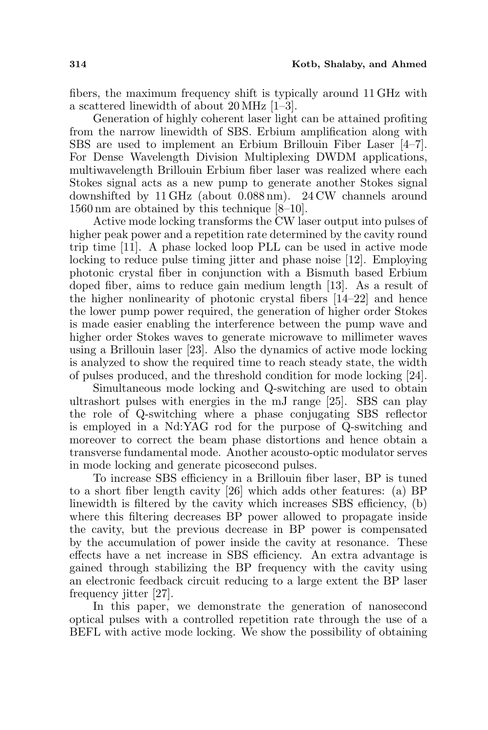fibers, the maximum frequency shift is typically around 11 GHz with a scattered linewidth of about 20 MHz [1–3].

Generation of highly coherent laser light can be attained profiting from the narrow linewidth of SBS. Erbium amplification along with SBS are used to implement an Erbium Brillouin Fiber Laser [4–7]. For Dense Wavelength Division Multiplexing DWDM applications, multiwavelength Brillouin Erbium fiber laser was realized where each Stokes signal acts as a new pump to generate another Stokes signal downshifted by 11 GHz (about 0.088 nm). 24 CW channels around 1560 nm are obtained by this technique [8–10].

Active mode locking transforms the CW laser output into pulses of higher peak power and a repetition rate determined by the cavity round trip time [11]. A phase locked loop PLL can be used in active mode locking to reduce pulse timing jitter and phase noise [12]. Employing photonic crystal fiber in conjunction with a Bismuth based Erbium doped fiber, aims to reduce gain medium length [13]. As a result of the higher nonlinearity of photonic crystal fibers [14–22] and hence the lower pump power required, the generation of higher order Stokes is made easier enabling the interference between the pump wave and higher order Stokes waves to generate microwave to millimeter waves using a Brillouin laser [23]. Also the dynamics of active mode locking is analyzed to show the required time to reach steady state, the width of pulses produced, and the threshold condition for mode locking [24].

Simultaneous mode locking and Q-switching are used to obtain ultrashort pulses with energies in the mJ range [25]. SBS can play the role of Q-switching where a phase conjugating SBS reflector is employed in a Nd:YAG rod for the purpose of Q-switching and moreover to correct the beam phase distortions and hence obtain a transverse fundamental mode. Another acousto-optic modulator serves in mode locking and generate picosecond pulses.

To increase SBS efficiency in a Brillouin fiber laser, BP is tuned to a short fiber length cavity [26] which adds other features: (a) BP linewidth is filtered by the cavity which increases SBS efficiency, (b) where this filtering decreases BP power allowed to propagate inside the cavity, but the previous decrease in BP power is compensated by the accumulation of power inside the cavity at resonance. These effects have a net increase in SBS efficiency. An extra advantage is gained through stabilizing the BP frequency with the cavity using an electronic feedback circuit reducing to a large extent the BP laser frequency jitter [27].

In this paper, we demonstrate the generation of nanosecond optical pulses with a controlled repetition rate through the use of a BEFL with active mode locking. We show the possibility of obtaining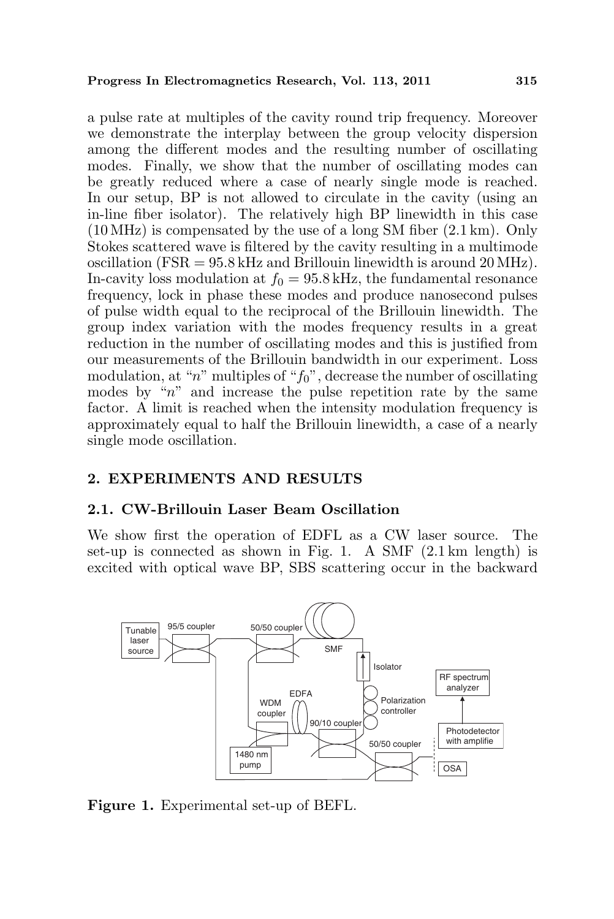a pulse rate at multiples of the cavity round trip frequency. Moreover we demonstrate the interplay between the group velocity dispersion among the different modes and the resulting number of oscillating modes. Finally, we show that the number of oscillating modes can be greatly reduced where a case of nearly single mode is reached. In our setup, BP is not allowed to circulate in the cavity (using an in-line fiber isolator). The relatively high BP linewidth in this case (10 MHz) is compensated by the use of a long SM fiber (2.1 km). Only Stokes scattered wave is filtered by the cavity resulting in a multimode oscillation (FSR = 95.8 kHz and Brillouin linewidth is around 20 MHz). In-cavity loss modulation at $f_0 = 95.8$ kHz, the fundamental resonance frequency, lock in phase these modes and produce nanosecond pulses of pulse width equal to the reciprocal of the Brillouin linewidth. The group index variation with the modes frequency results in a great reduction in the number of oscillating modes and this is justified from our measurements of the Brillouin bandwidth in our experiment. Loss modulation, at "$n$" multiples of "$f_0$", decrease the number of oscillating modes by "$n$" and increase the pulse repetition rate by the same factor. A limit is reached when the intensity modulation frequency is approximately equal to half the Brillouin linewidth, a case of a nearly single mode oscillation.

## 2. EXPERIMENTS AND RESULTS

### 2.1. CW-Brillouin Laser Beam Oscillation

We show first the operation of EDFL as a CW laser source. The set-up is connected as shown in Fig. 1. A SMF (2.1 km length) is excited with optical wave BP, SBS scattering occur in the backward

**Figure 1.** Experimental set-up of BEFL.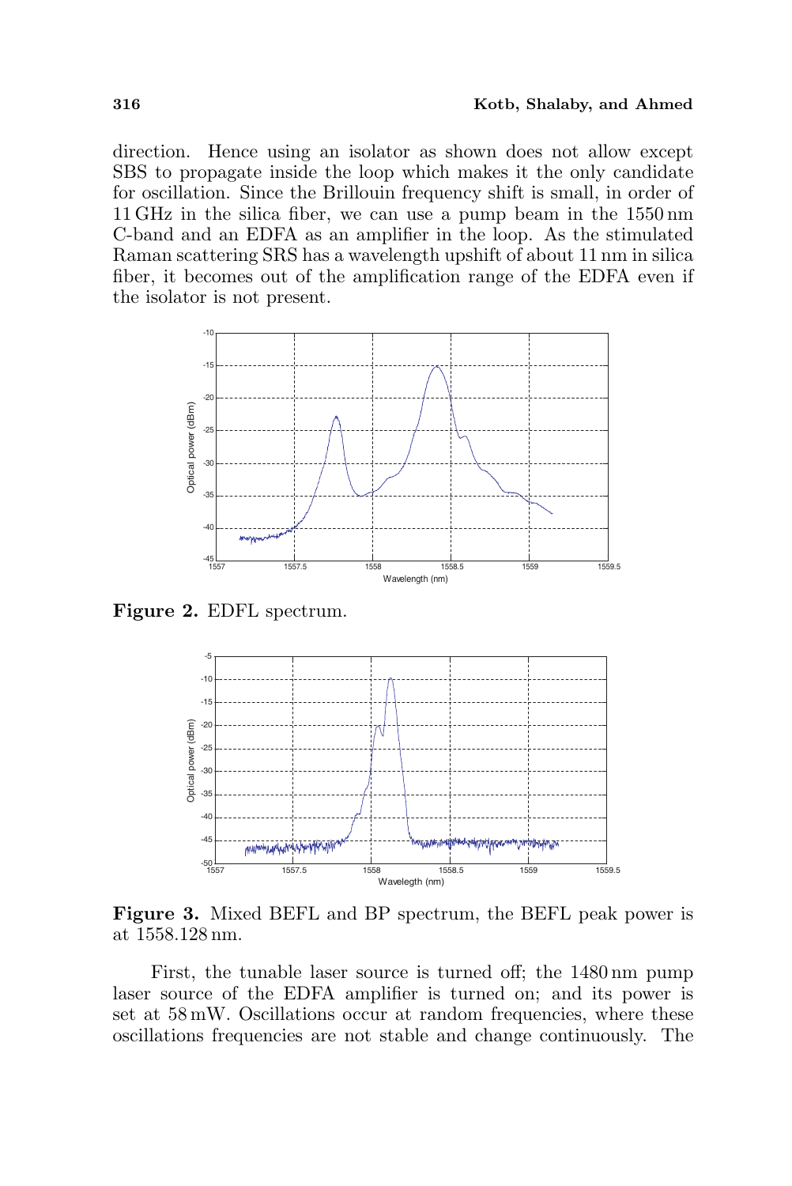direction. Hence using an isolator as shown does not allow except SBS to propagate inside the loop which makes it the only candidate for oscillation. Since the Brillouin frequency shift is small, in order of 11 GHz in the silica fiber, we can use a pump beam in the 1550 nm C-band and an EDFA as an amplifier in the loop. As the stimulated Raman scattering SRS has a wavelength upshift of about 11 nm in silica fiber, it becomes out of the amplification range of the EDFA even if the isolator is not present.

Optical power (dBm)
-10
-15
-20
-25
-30
-35
-40
-45
1557
1557.5
1558
1558.5
1559
1559.5
Wavelength (nm)

**Figure 2.** EDFL spectrum.

Optical power (dBm)
-5
-10
-15
-20
-25
-30
-35
-40
-45
-50
1557
1557.5
1558
1558.5
1559
1559.5
Wavelegth (nm)

**Figure 3.** Mixed BEFL and BP spectrum, the BEFL peak power is at 1558.128 nm.

First, the tunable laser source is turned off; the 1480 nm pump laser source of the EDFA amplifier is turned on; and its power is set at 58 mW. Oscillations occur at random frequencies, where these oscillations frequencies are not stable and change continuously. The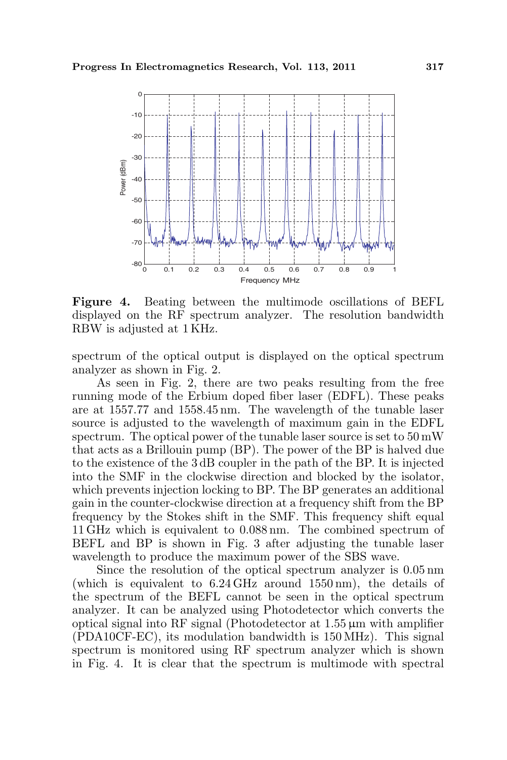0
-10
-20
-30
-40
-50
-60
-70
-80
Power (dBm)
0 0.1 0.2 0.3 0.4 0.5 0.6 0.7 0.8 0.9 1
Frequency MHz

**Figure 4.** Beating between the multimode oscillations of BEFL displayed on the RF spectrum analyzer. The resolution bandwidth RBW is adjusted at 1 KHz.

spectrum of the optical output is displayed on the optical spectrum analyzer as shown in Fig. 2.

As seen in Fig. 2, there are two peaks resulting from the free running mode of the Erbium doped fiber laser (EDFL). These peaks are at 1557.77 and 1558.45 nm. The wavelength of the tunable laser source is adjusted to the wavelength of maximum gain in the EDFL spectrum. The optical power of the tunable laser source is set to 50 mW that acts as a Brillouin pump (BP). The power of the BP is halved due to the existence of the 3 dB coupler in the path of the BP. It is injected into the SMF in the clockwise direction and blocked by the isolator, which prevents injection locking to BP. The BP generates an additional gain in the counter-clockwise direction at a frequency shift from the BP frequency by the Stokes shift in the SMF. This frequency shift equal 11 GHz which is equivalent to 0.088 nm. The combined spectrum of BEFL and BP is shown in Fig. 3 after adjusting the tunable laser wavelength to produce the maximum power of the SBS wave.

Since the resolution of the optical spectrum analyzer is 0.05 nm (which is equivalent to 6.24 GHz around 1550 nm), the details of the spectrum of the BEFL cannot be seen in the optical spectrum analyzer. It can be analyzed using Photodetector which converts the optical signal into RF signal (Photodetector at 1.55 μm with amplifier (PDA10CF-EC), its modulation bandwidth is 150 MHz). This signal spectrum is monitored using RF spectrum analyzer which is shown in Fig. 4. It is clear that the spectrum is multimode with spectral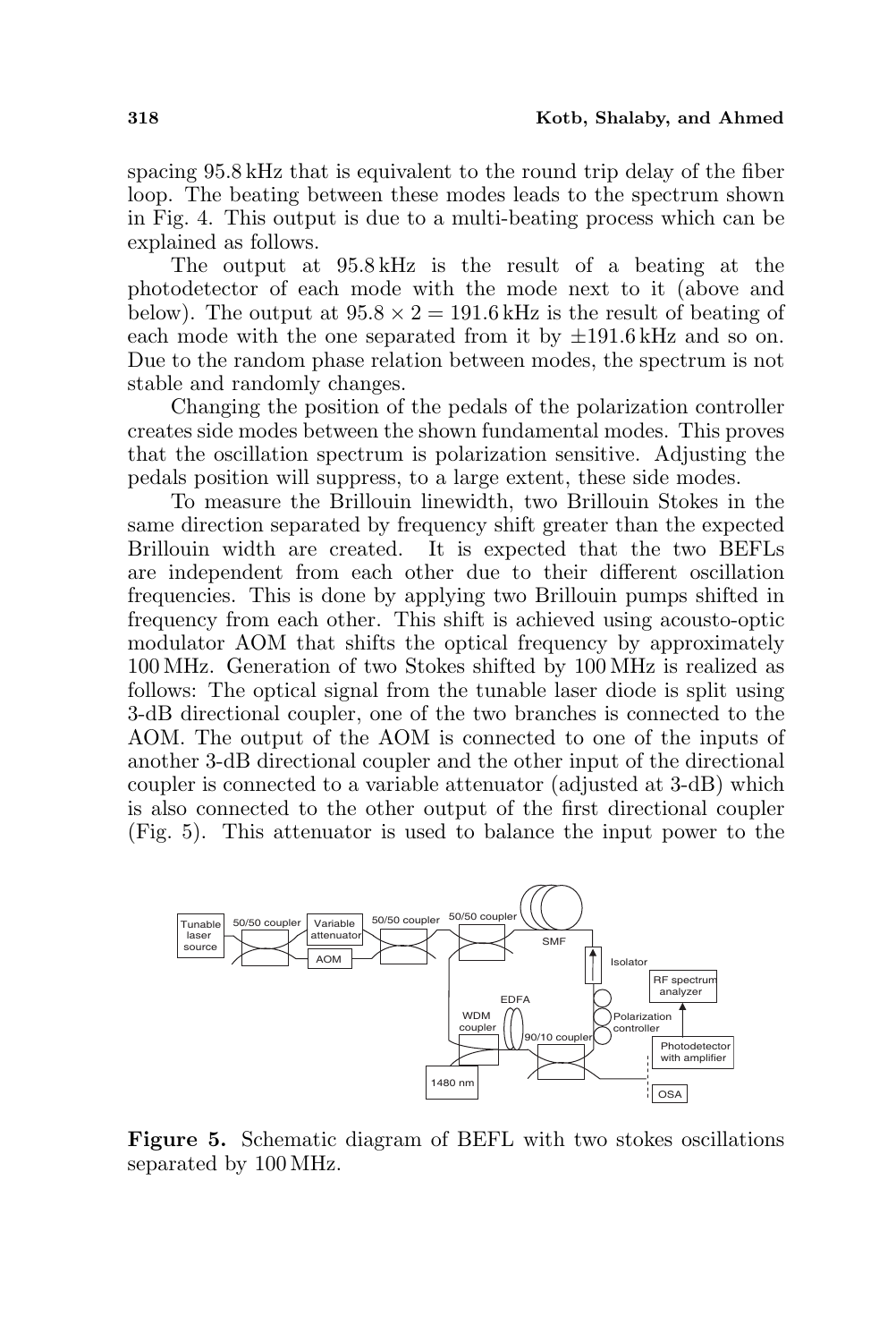spacing 95.8 kHz that is equivalent to the round trip delay of the fiber loop. The beating between these modes leads to the spectrum shown in Fig. 4. This output is due to a multi-beating process which can be explained as follows.

The output at 95.8 kHz is the result of a beating at the photodetector of each mode with the mode next to it (above and below). The output at $95.8 \times 2 = 191.6$ kHz is the result of beating of each mode with the one separated from it by $\pm 191.6$ kHz and so on. Due to the random phase relation between modes, the spectrum is not stable and randomly changes.

Changing the position of the pedals of the polarization controller creates side modes between the shown fundamental modes. This proves that the oscillation spectrum is polarization sensitive. Adjusting the pedals position will suppress, to a large extent, these side modes.

To measure the Brillouin linewidth, two Brillouin Stokes in the same direction separated by frequency shift greater than the expected Brillouin width are created. It is expected that the two BEFLs are independent from each other due to their different oscillation frequencies. This is done by applying two Brillouin pumps shifted in frequency from each other. This shift is achieved using acousto-optic modulator AOM that shifts the optical frequency by approximately 100 MHz. Generation of two Stokes shifted by 100 MHz is realized as follows: The optical signal from the tunable laser diode is split using 3-dB directional coupler, one of the two branches is connected to the AOM. The output of the AOM is connected to one of the inputs of another 3-dB directional coupler and the other input of the directional coupler is connected to a variable attenuator (adjusted at 3-dB) which is also connected to the other output of the first directional coupler (Fig. 5). This attenuator is used to balance the input power to the

Tunable laser source
50/50 coupler
Variable attenuator
AOM
50/50 coupler
50/50 coupler
SMF
Isolator
RF spectrum analyzer
EDFA
WDM coupler
Polarization controller
90/10 coupler
Photodetector with amplifier
1480 nm
OSA

**Figure 5.** Schematic diagram of BEFL with two stokes oscillations separated by 100 MHz.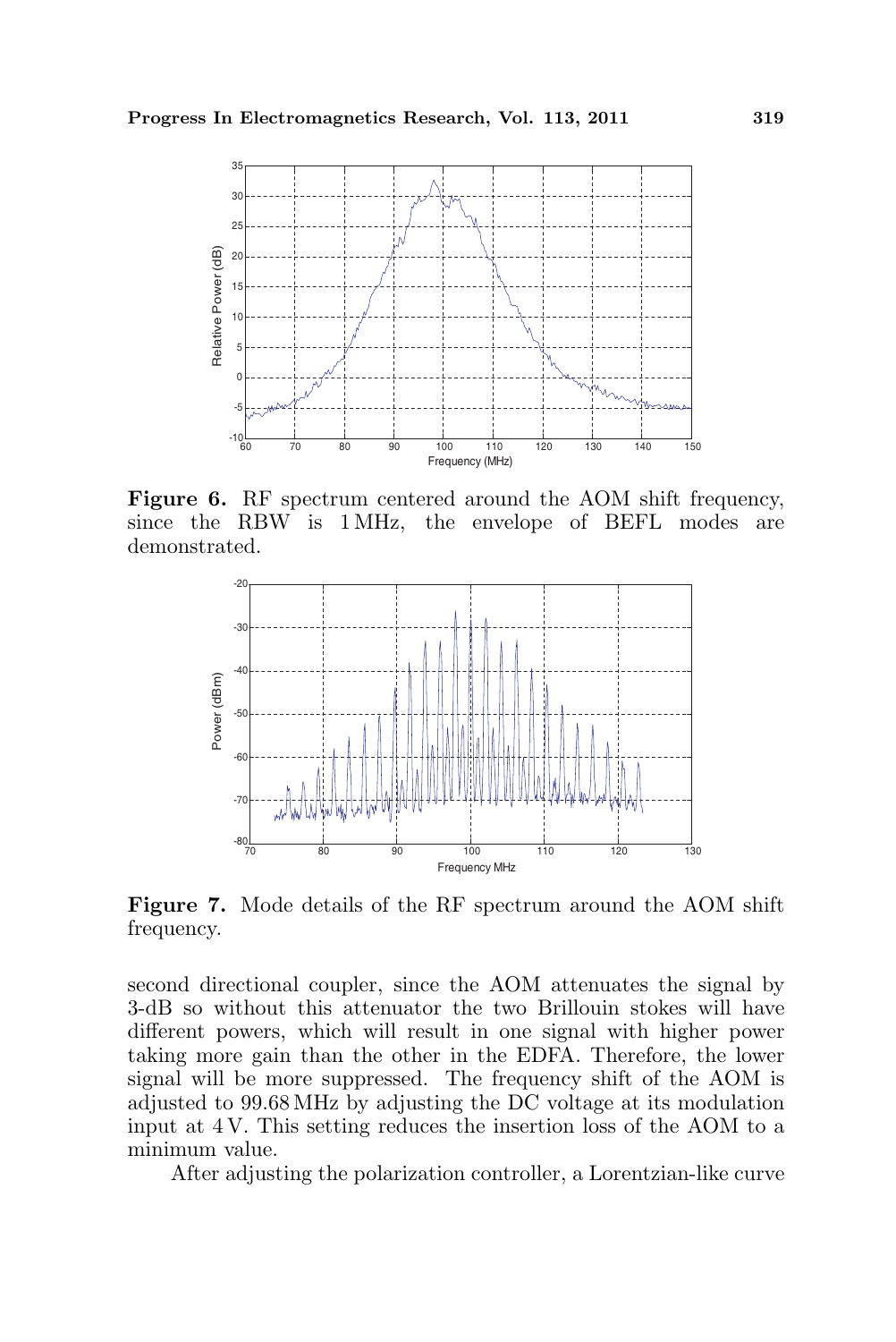35
30
25
20
15
10
5
0
-5
-10

Relative Power (dB)

60 70 80 90 100 110 120 130 140 150

Frequency (MHz)

**Figure 6.** RF spectrum centered around the AOM shift frequency, since the RBW is 1 MHz, the envelope of BEFL modes are demonstrated.

-20
-30
-40
-50
-60
-70
-80

Power (dBm)

70 80 90 100 110 120 130

Frequency MHz

**Figure 7.** Mode details of the RF spectrum around the AOM shift frequency.

second directional coupler, since the AOM attenuates the signal by 3-dB so without this attenuator the two Brillouin stokes will have different powers, which will result in one signal with higher power taking more gain than the other in the EDFA. Therefore, the lower signal will be more suppressed. The frequency shift of the AOM is adjusted to 99.68 MHz by adjusting the DC voltage at its modulation input at 4 V. This setting reduces the insertion loss of the AOM to a minimum value.

After adjusting the polarization controller, a Lorentzian-like curve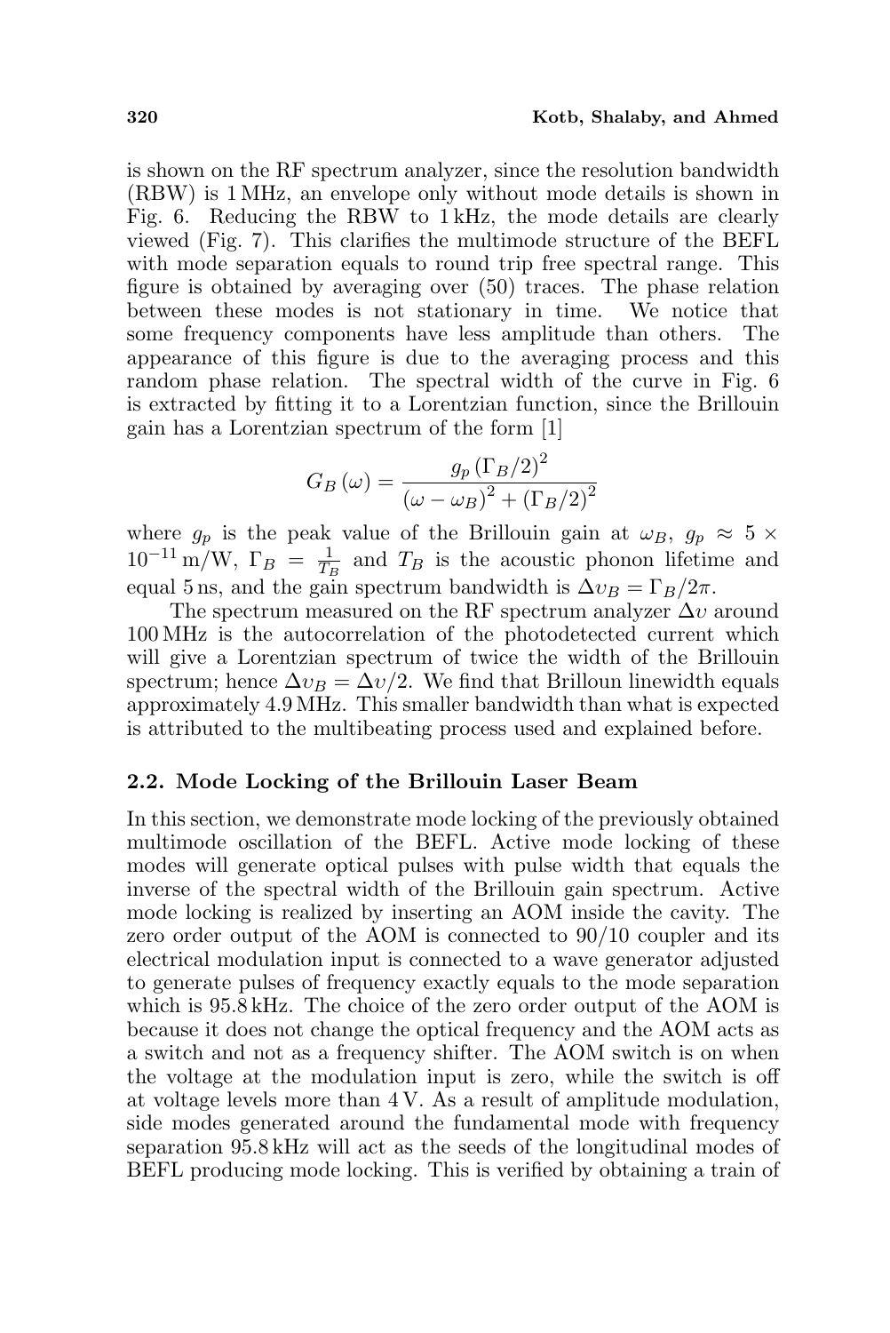is shown on the RF spectrum analyzer, since the resolution bandwidth (RBW) is 1 MHz, an envelope only without mode details is shown in Fig. 6. Reducing the RBW to 1 kHz, the mode details are clearly viewed (Fig. 7). This clarifies the multimode structure of the BEFL with mode separation equals to round trip free spectral range. This figure is obtained by averaging over (50) traces. The phase relation between these modes is not stationary in time. We notice that some frequency components have less amplitude than others. The appearance of this figure is due to the averaging process and this random phase relation. The spectral width of the curve in Fig. 6 is extracted by fitting it to a Lorentzian function, since the Brillouin gain has a Lorentzian spectrum of the form [1]

$$G_B(\omega) = \frac{g_p (\Gamma_B/2)^2}{(\omega - \omega_B)^2 + (\Gamma_B/2)^2}$$

where $g_p$ is the peak value of the Brillouin gain at $\omega_B$, $g_p \approx 5 \times 10^{-11}$ m/W, $\Gamma_B = \frac{1}{T_B}$ and $T_B$ is the acoustic phonon lifetime and equal 5 ns, and the gain spectrum bandwidth is $\Delta \upsilon_B = \Gamma_B / 2\pi$.

The spectrum measured on the RF spectrum analyzer $\Delta \upsilon$ around 100 MHz is the autocorrelation of the photodetected current which will give a Lorentzian spectrum of twice the width of the Brillouin spectrum; hence $\Delta \upsilon_B = \Delta \upsilon / 2$. We find that Brilloun linewidth equals approximately 4.9 MHz. This smaller bandwidth than what is expected is attributed to the multibeating process used and explained before.

### 2.2. Mode Locking of the Brillouin Laser Beam

In this section, we demonstrate mode locking of the previously obtained multimode oscillation of the BEFL. Active mode locking of these modes will generate optical pulses with pulse width that equals the inverse of the spectral width of the Brillouin gain spectrum. Active mode locking is realized by inserting an AOM inside the cavity. The zero order output of the AOM is connected to 90/10 coupler and its electrical modulation input is connected to a wave generator adjusted to generate pulses of frequency exactly equals to the mode separation which is 95.8 kHz. The choice of the zero order output of the AOM is because it does not change the optical frequency and the AOM acts as a switch and not as a frequency shifter. The AOM switch is on when the voltage at the modulation input is zero, while the switch is off at voltage levels more than 4 V. As a result of amplitude modulation, side modes generated around the fundamental mode with frequency separation 95.8 kHz will act as the seeds of the longitudinal modes of BEFL producing mode locking. This is verified by obtaining a train of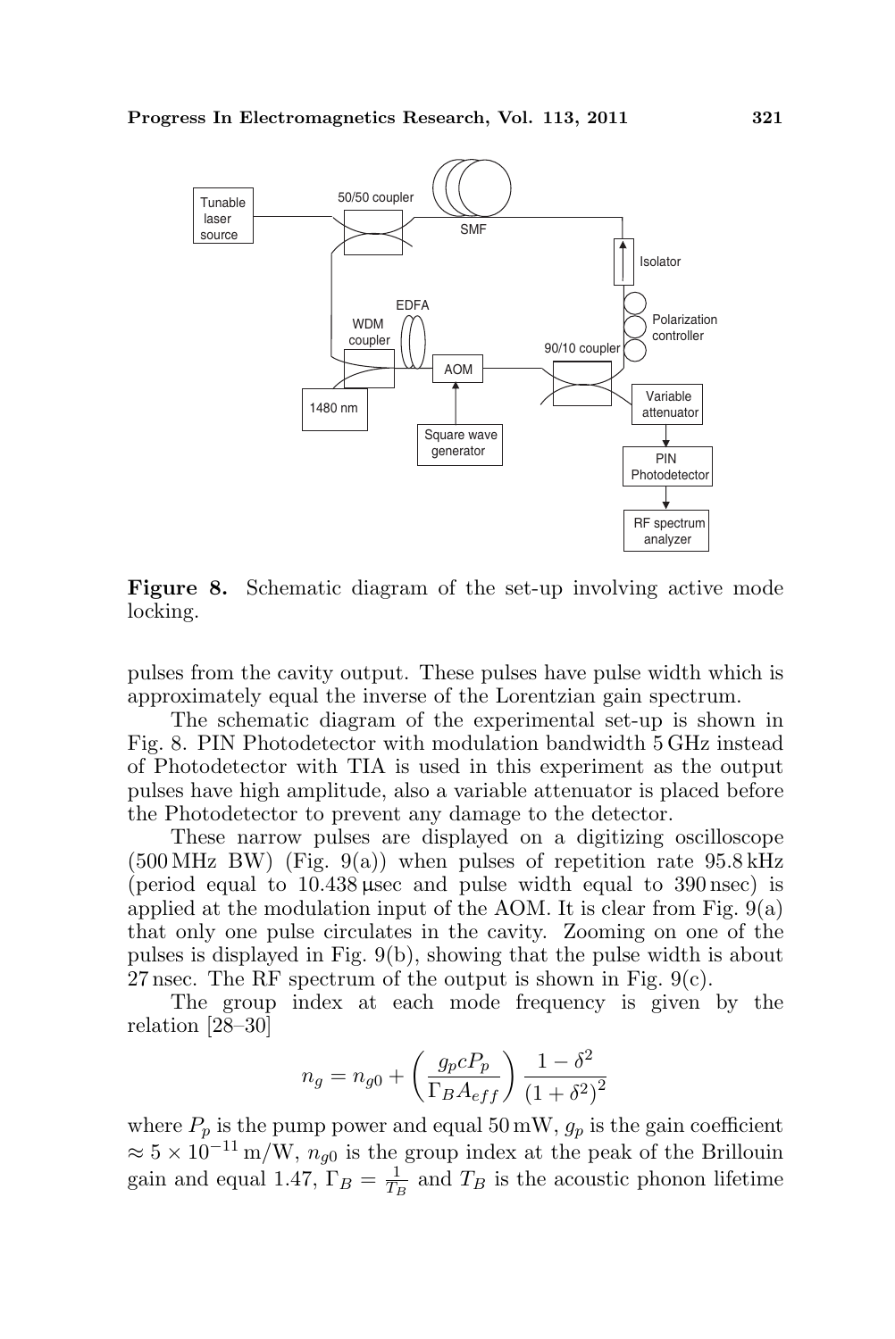Tunable laser source

50/50 coupler

SMF

Isolator

Polarization controller

EDFA

WDM coupler

90/10 coupler

AOM

1480 nm

Square wave generator

Variable attenuator

PIN Photodetector

RF spectrum analyzer

**Figure 8.** Schematic diagram of the set-up involving active mode locking.

pulses from the cavity output. These pulses have pulse width which is approximately equal the inverse of the Lorentzian gain spectrum.

The schematic diagram of the experimental set-up is shown in Fig. 8. PIN Photodetector with modulation bandwidth 5 GHz instead of Photodetector with TIA is used in this experiment as the output pulses have high amplitude, also a variable attenuator is placed before the Photodetector to prevent any damage to the detector.

These narrow pulses are displayed on a digitizing oscilloscope (500 MHz BW) (Fig. 9(a)) when pulses of repetition rate 95.8 kHz (period equal to 10.438 μsec and pulse width equal to 390 nsec) is applied at the modulation input of the AOM. It is clear from Fig. 9(a) that only one pulse circulates in the cavity. Zooming on one of the pulses is displayed in Fig. 9(b), showing that the pulse width is about 27 nsec. The RF spectrum of the output is shown in Fig. 9(c).

The group index at each mode frequency is given by the relation [28–30]

$$n_g = n_{g0} + \left(\frac{g_p c P_p}{\Gamma_B A_{eff}}\right) \frac{1-\delta^2}{\left(1+\delta^2\right)^2}$$

where $P_p$ is the pump power and equal 50 mW, $g_p$ is the gain coefficient $\approx 5 \times 10^{-11}$ m/W, $n_{g0}$ is the group index at the peak of the Brillouin gain and equal 1.47, $\Gamma_B = \frac{1}{T_B}$ and $T_B$ is the acoustic phonon lifetime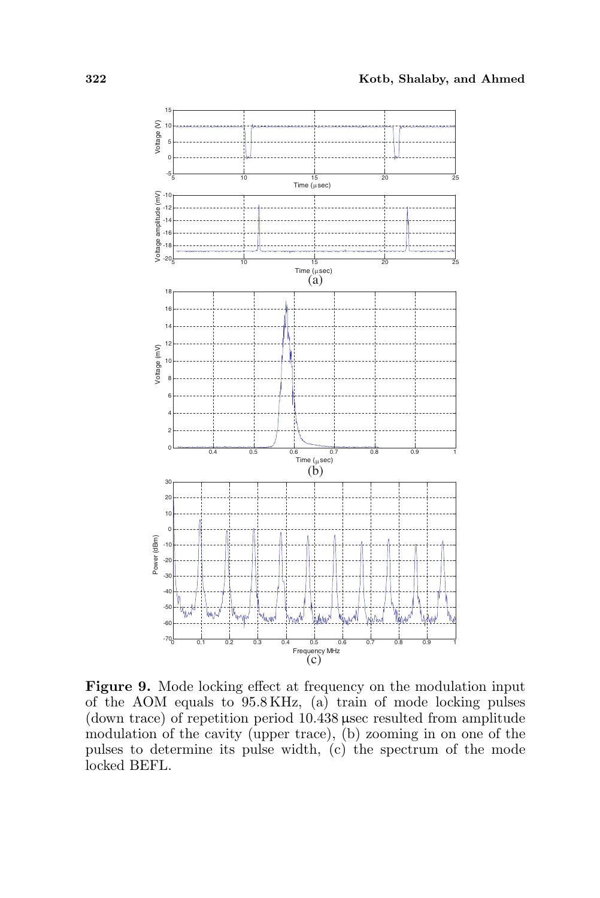Voltage (V)

15
10
5
0
-5

5 10 15 20 25

Time (μsec)

Voltage amplitude (mV)

-10
-12
-14
-16
-18
-20

5 10 15 20 25

Time (μsec)

(a)

Voltage (mV)

18
16
14
12
10
8
6
4
2
0

0.4 0.5 0.6 0.7 0.8 0.9 1

Time (μsec)

(b)

Power (dBm)

30
20
10
0
-10
-20
-30
-40
-50
-60
-70

0 0.1 0.2 0.3 0.4 0.5 0.6 0.7 0.8 0.9 1

Frequency MHz

(c)

**Figure 9.** Mode locking effect at frequency on the modulation input of the AOM equals to 95.8 KHz, (a) train of mode locking pulses (down trace) of repetition period 10.438 μsec resulted from amplitude modulation of the cavity (upper trace), (b) zooming in on one of the pulses to determine its pulse width, (c) the spectrum of the mode locked BEFL.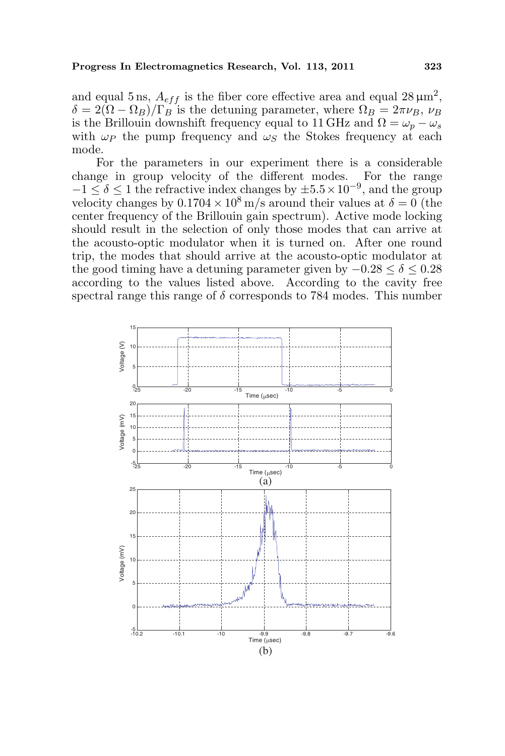and equal 5 ns, $A_{eff}$ is the fiber core effective area and equal 28 μm$^2$, $\delta = 2(\Omega - \Omega_B)/\Gamma_B$ is the detuning parameter, where $\Omega_B = 2\pi\nu_B$, $\nu_B$ is the Brillouin downshift frequency equal to 11 GHz and $\Omega = \omega_p - \omega_s$ with $\omega_P$ the pump frequency and $\omega_S$ the Stokes frequency at each mode.

For the parameters in our experiment there is a considerable change in group velocity of the different modes. For the range $-1 \leq \delta \leq 1$ the refractive index changes by $\pm 5.5 \times 10^{-9}$, and the group velocity changes by $0.1704 \times 10^8$ m/s around their values at $\delta = 0$ (the center frequency of the Brillouin gain spectrum). Active mode locking should result in the selection of only those modes that can arrive at the acousto-optic modulator when it is turned on. After one round trip, the modes that should arrive at the acousto-optic modulator at the good timing have a detuning parameter given by $-0.28 \leq \delta \leq 0.28$ according to the values listed above. According to the cavity free spectral range this range of $\delta$ corresponds to 784 modes. This number

Voltage (V)
15
10
5
0
-25 -20 -15 -10 -5 0
Time (μsec)

Voltage (mV)
20
15
10
5
0
-5
-25 -20 -15 -10 -5 0
Time (μsec)

(a)

Voltage (mV)
25
20
15
10
5
0
-5
-10.2 -10.1 -10 -9.9 -9.8 -9.7 -9.6
Time (μsec)

(b)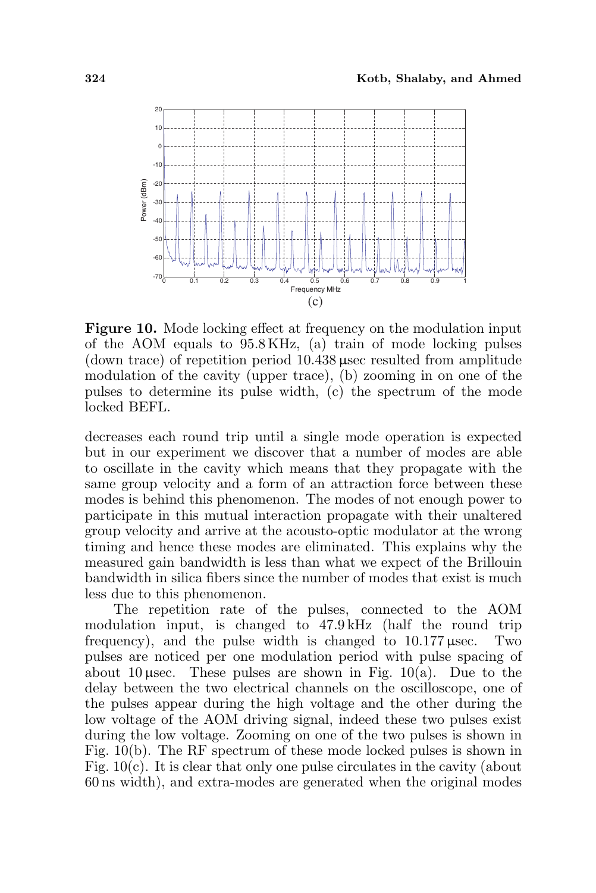20
10
0
-10
-20
-30
-40
-50
-60
-70

Power (dBm)

0 0.1 0.2 0.3 0.4 0.5 0.6 0.7 0.8 0.9 1

Frequency MHz

(c)

**Figure 10.** Mode locking effect at frequency on the modulation input of the AOM equals to 95.8 KHz, (a) train of mode locking pulses (down trace) of repetition period 10.438 µsec resulted from amplitude modulation of the cavity (upper trace), (b) zooming in on one of the pulses to determine its pulse width, (c) the spectrum of the mode locked BEFL.

decreases each round trip until a single mode operation is expected but in our experiment we discover that a number of modes are able to oscillate in the cavity which means that they propagate with the same group velocity and a form of an attraction force between these modes is behind this phenomenon. The modes of not enough power to participate in this mutual interaction propagate with their unaltered group velocity and arrive at the acousto-optic modulator at the wrong timing and hence these modes are eliminated. This explains why the measured gain bandwidth is less than what we expect of the Brillouin bandwidth in silica fibers since the number of modes that exist is much less due to this phenomenon.

The repetition rate of the pulses, connected to the AOM modulation input, is changed to 47.9 kHz (half the round trip frequency), and the pulse width is changed to 10.177 µsec. Two pulses are noticed per one modulation period with pulse spacing of about 10 µsec. These pulses are shown in Fig. 10(a). Due to the delay between the two electrical channels on the oscilloscope, one of the pulses appear during the high voltage and the other during the low voltage of the AOM driving signal, indeed these two pulses exist during the low voltage. Zooming on one of the two pulses is shown in Fig. 10(b). The RF spectrum of these mode locked pulses is shown in Fig. 10(c). It is clear that only one pulse circulates in the cavity (about 60 ns width), and extra-modes are generated when the original modes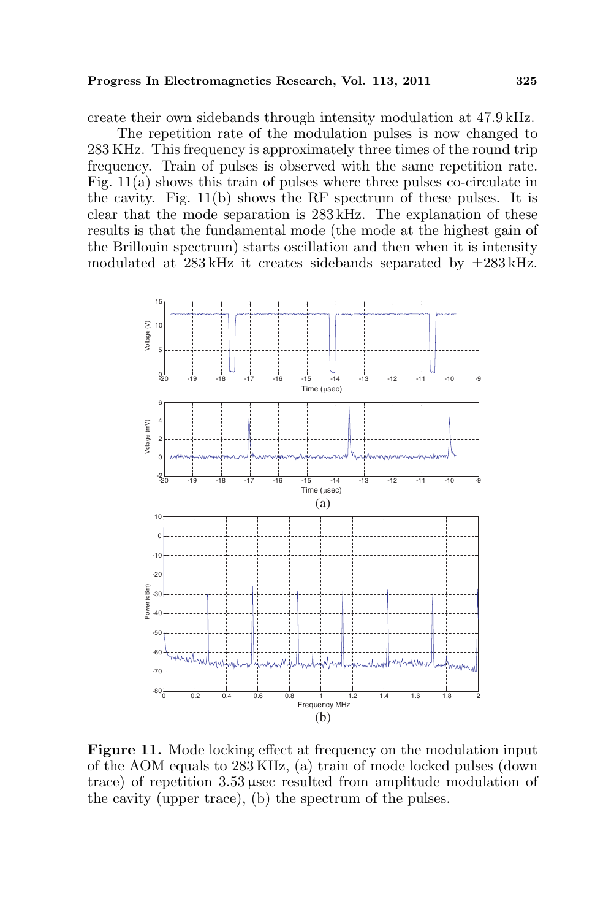create their own sidebands through intensity modulation at 47.9 kHz.

The repetition rate of the modulation pulses is now changed to 283 KHz. This frequency is approximately three times of the round trip frequency. Train of pulses is observed with the same repetition rate. Fig. 11(a) shows this train of pulses where three pulses co-circulate in the cavity. Fig. 11(b) shows the RF spectrum of these pulses. It is clear that the mode separation is 283 kHz. The explanation of these results is that the fundamental mode (the mode at the highest gain of the Brillouin spectrum) starts oscillation and then when it is intensity modulated at 283 kHz it creates sidebands separated by ±283 kHz.

Voltage (V)
15
10
5
0
-20 -19 -18 -17 -16 -15 -14 -13 -12 -11 -10 -9
Time (μsec)

Votage (mV)
6
4
2
0
-2
-20 -19 -18 -17 -16 -15 -14 -13 -12 -11 -10 -9
Time (μsec)

(a)

Power (dBm)
10
0
-10
-20
-30
-40
-50
-60
-70
-80
0 0.2 0.4 0.6 0.8 1 1.2 1.4 1.6 1.8 2
Frequency MHz

(b)

**Figure 11.** Mode locking effect at frequency on the modulation input of the AOM equals to 283 KHz, (a) train of mode locked pulses (down trace) of repetition 3.53 μsec resulted from amplitude modulation of the cavity (upper trace), (b) the spectrum of the pulses.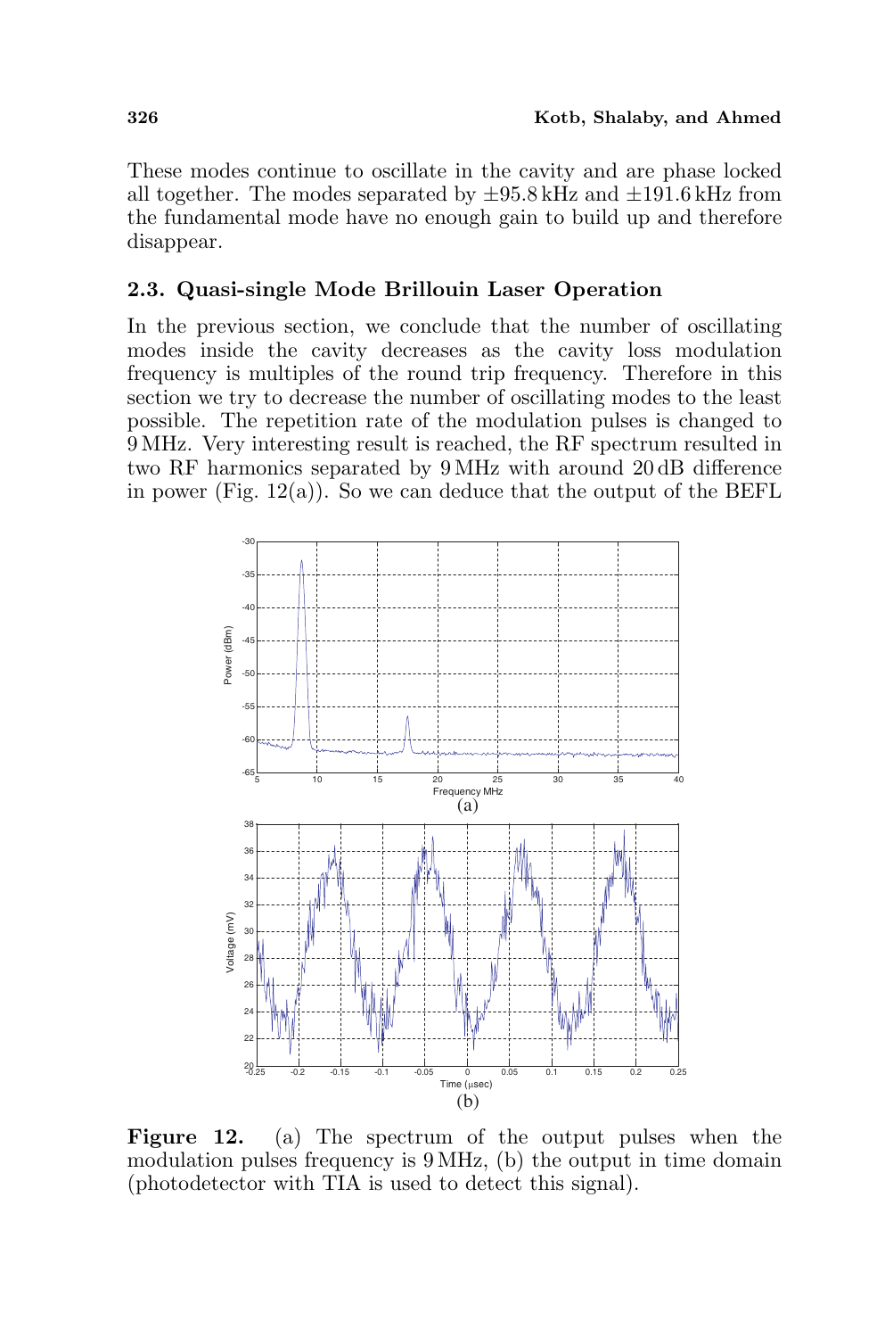These modes continue to oscillate in the cavity and are phase locked all together. The modes separated by $\pm 95.8$ kHz and $\pm 191.6$ kHz from the fundamental mode have no enough gain to build up and therefore disappear.

### 2.3. Quasi-single Mode Brillouin Laser Operation

In the previous section, we conclude that the number of oscillating modes inside the cavity decreases as the cavity loss modulation frequency is multiples of the round trip frequency. Therefore in this section we try to decrease the number of oscillating modes to the least possible. The repetition rate of the modulation pulses is changed to 9 MHz. Very interesting result is reached, the RF spectrum resulted in two RF harmonics separated by 9 MHz with around 20 dB difference in power (Fig. 12(a)). So we can deduce that the output of the BEFL

Power (dBm)
-30
-35
-40
-45
-50
-55
-60
-65
5
10
15
20
25
30
35
40
Frequency MHz
(a)

Voltage (mV)
38
36
34
32
30
28
26
24
22
20
-0.25
-0.2
-0.15
-0.1
-0.05
0
0.05
0.1
0.15
0.2
0.25
Time (μsec)
(b)

**Figure 12.** (a) The spectrum of the output pulses when the modulation pulses frequency is 9 MHz, (b) the output in time domain (photodetector with TIA is used to detect this signal).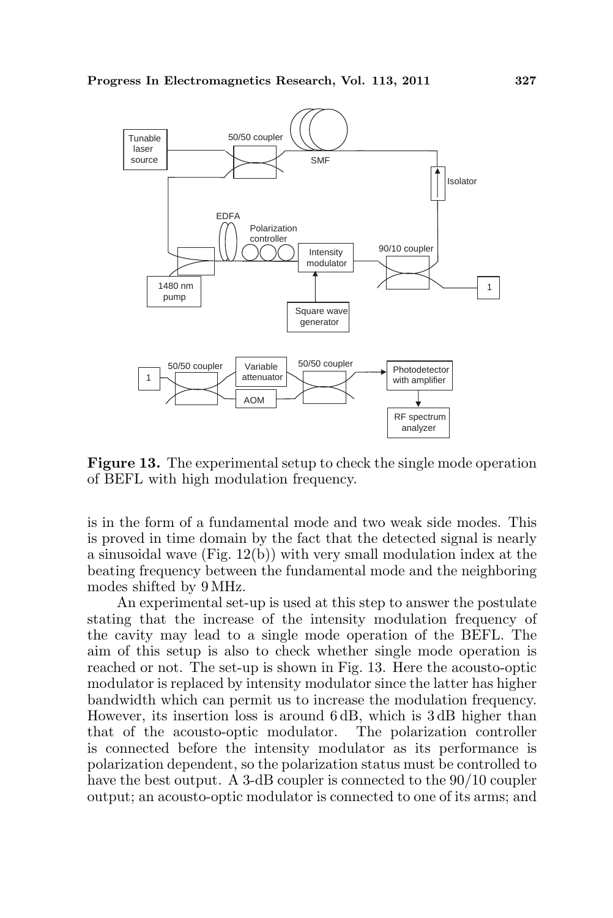Tunable laser source

50/50 coupler

SMF

Isolator

EDFA

Polarization controller

Intensity modulator

90/10 coupler

1480 nm pump

Square wave generator

1

1

50/50 coupler

Variable attenuator

AOM

50/50 coupler

Photodetector with amplifier

RF spectrum analyzer

**Figure 13.** The experimental setup to check the single mode operation of BEFL with high modulation frequency.

is in the form of a fundamental mode and two weak side modes. This is proved in time domain by the fact that the detected signal is nearly a sinusoidal wave (Fig. 12(b)) with very small modulation index at the beating frequency between the fundamental mode and the neighboring modes shifted by 9 MHz.

An experimental set-up is used at this step to answer the postulate stating that the increase of the intensity modulation frequency of the cavity may lead to a single mode operation of the BEFL. The aim of this setup is also to check whether single mode operation is reached or not. The set-up is shown in Fig. 13. Here the acousto-optic modulator is replaced by intensity modulator since the latter has higher bandwidth which can permit us to increase the modulation frequency. However, its insertion loss is around 6 dB, which is 3 dB higher than that of the acousto-optic modulator. The polarization controller is connected before the intensity modulator as its performance is polarization dependent, so the polarization status must be controlled to have the best output. A 3-dB coupler is connected to the 90/10 coupler output; an acousto-optic modulator is connected to one of its arms; and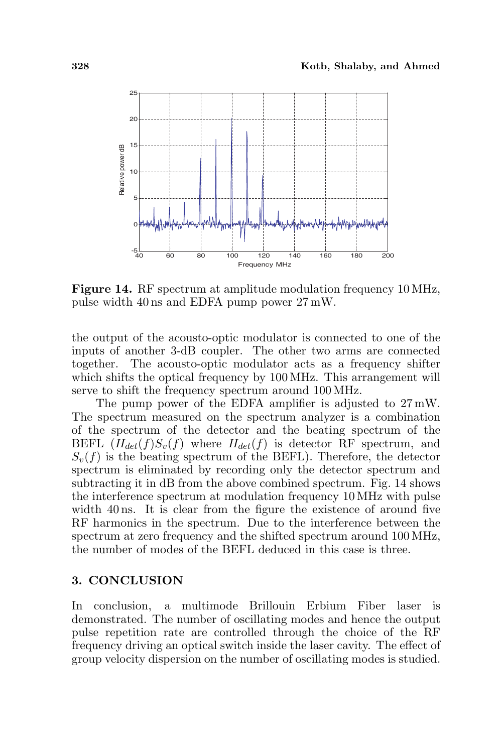25

20

15

10

5

0

-5

40 60 80 100 120 140 160 180 200

Relative power dB

Frequency MHz

**Figure 14.** RF spectrum at amplitude modulation frequency 10 MHz, pulse width 40 ns and EDFA pump power 27 mW.

the output of the acousto-optic modulator is connected to one of the inputs of another 3-dB coupler. The other two arms are connected together. The acousto-optic modulator acts as a frequency shifter which shifts the optical frequency by 100 MHz. This arrangement will serve to shift the frequency spectrum around 100 MHz.

The pump power of the EDFA amplifier is adjusted to 27 mW. The spectrum measured on the spectrum analyzer is a combination of the spectrum of the detector and the beating spectrum of the BEFL ($H_{det}(f)S_v(f)$ where $H_{det}(f)$ is detector RF spectrum, and $S_v(f)$ is the beating spectrum of the BEFL). Therefore, the detector spectrum is eliminated by recording only the detector spectrum and subtracting it in dB from the above combined spectrum. Fig. 14 shows the interference spectrum at modulation frequency 10 MHz with pulse width 40 ns. It is clear from the figure the existence of around five RF harmonics in the spectrum. Due to the interference between the spectrum at zero frequency and the shifted spectrum around 100 MHz, the number of modes of the BEFL deduced in this case is three.

## 3. CONCLUSION

In conclusion, a multimode Brillouin Erbium Fiber laser is demonstrated. The number of oscillating modes and hence the output pulse repetition rate are controlled through the choice of the RF frequency driving an optical switch inside the laser cavity. The effect of group velocity dispersion on the number of oscillating modes is studied.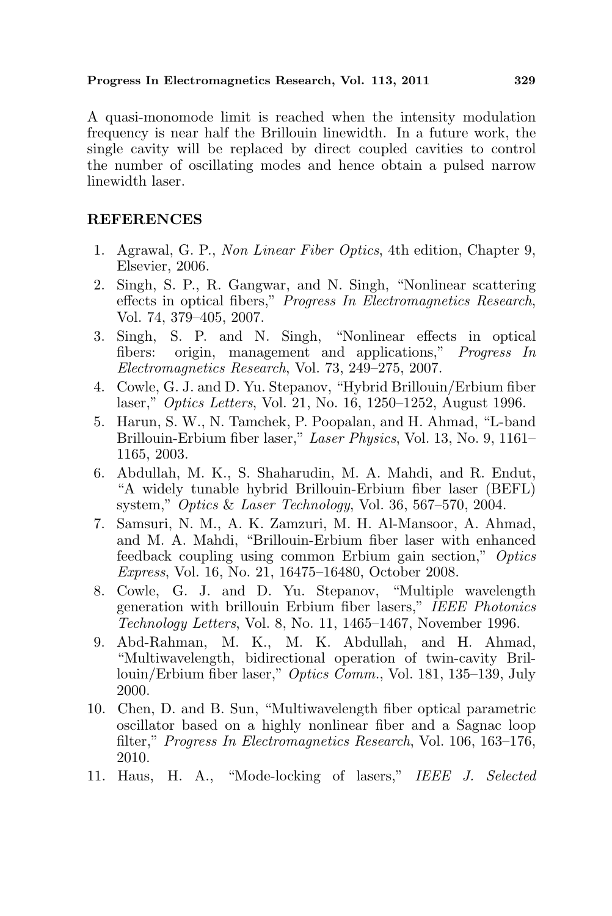A quasi-monomode limit is reached when the intensity modulation frequency is near half the Brillouin linewidth. In a future work, the single cavity will be replaced by direct coupled cavities to control the number of oscillating modes and hence obtain a pulsed narrow linewidth laser.

## REFERENCES

1. Agrawal, G. P., *Non Linear Fiber Optics*, 4th edition, Chapter 9, Elsevier, 2006.
2. Singh, S. P., R. Gangwar, and N. Singh, "Nonlinear scattering effects in optical fibers," *Progress In Electromagnetics Research*, Vol. 74, 379–405, 2007.
3. Singh, S. P. and N. Singh, "Nonlinear effects in optical fibers: origin, management and applications," *Progress In Electromagnetics Research*, Vol. 73, 249–275, 2007.
4. Cowle, G. J. and D. Yu. Stepanov, "Hybrid Brillouin/Erbium fiber laser," *Optics Letters*, Vol. 21, No. 16, 1250–1252, August 1996.
5. Harun, S. W., N. Tamchek, P. Poopalan, and H. Ahmad, "L-band Brillouin-Erbium fiber laser," *Laser Physics*, Vol. 13, No. 9, 1161–1165, 2003.
6. Abdullah, M. K., S. Shaharudin, M. A. Mahdi, and R. Endut, "A widely tunable hybrid Brillouin-Erbium fiber laser (BEFL) system," *Optics* & *Laser Technology*, Vol. 36, 567–570, 2004.
7. Samsuri, N. M., A. K. Zamzuri, M. H. Al-Mansoor, A. Ahmad, and M. A. Mahdi, "Brillouin-Erbium fiber laser with enhanced feedback coupling using common Erbium gain section," *Optics Express*, Vol. 16, No. 21, 16475–16480, October 2008.
8. Cowle, G. J. and D. Yu. Stepanov, "Multiple wavelength generation with brillouin Erbium fiber lasers," *IEEE Photonics Technology Letters*, Vol. 8, No. 11, 1465–1467, November 1996.
9. Abd-Rahman, M. K., M. K. Abdullah, and H. Ahmad, "Multiwavelength, bidirectional operation of twin-cavity Brillouin/Erbium fiber laser," *Optics Comm.*, Vol. 181, 135–139, July 2000.
10. Chen, D. and B. Sun, "Multiwavelength fiber optical parametric oscillator based on a highly nonlinear fiber and a Sagnac loop filter," *Progress In Electromagnetics Research*, Vol. 106, 163–176, 2010.
11. Haus, H. A., "Mode-locking of lasers," *IEEE J. Selected*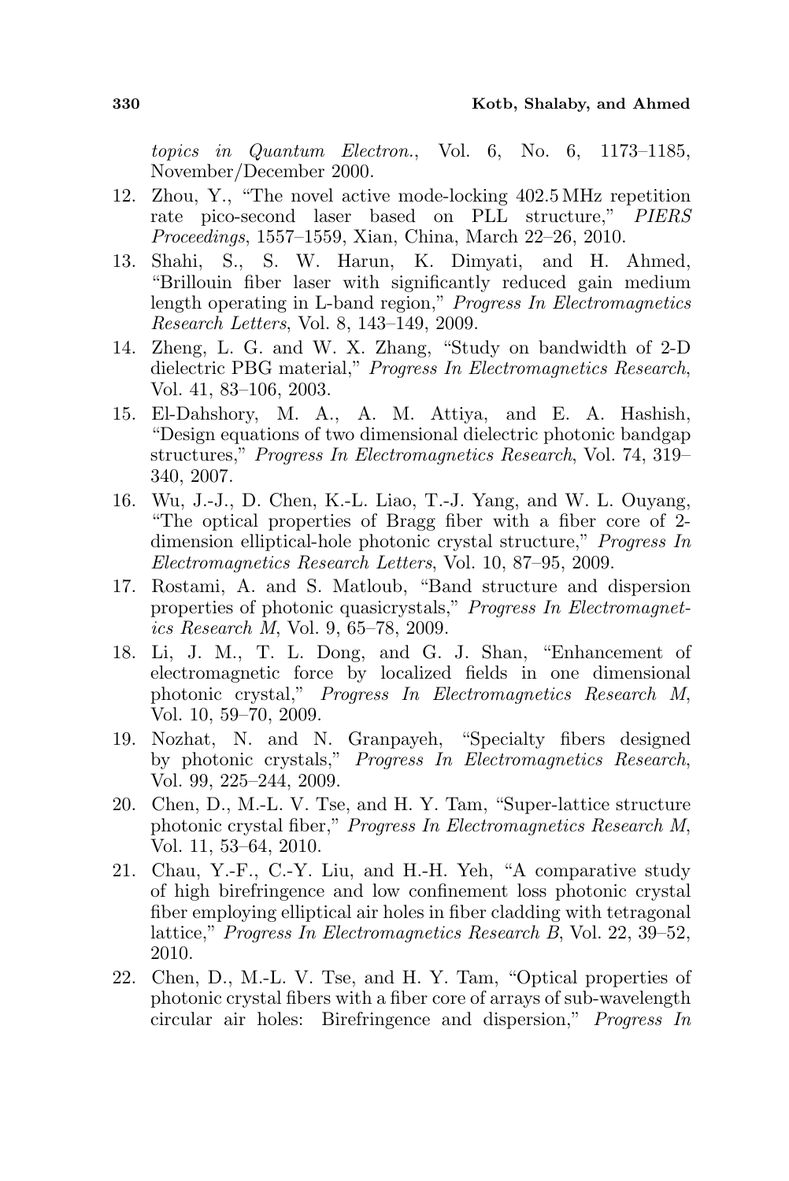*topics in Quantum Electron.*, Vol. 6, No. 6, 1173–1185, November/December 2000.

12. Zhou, Y., "The novel active mode-locking 402.5 MHz repetition rate pico-second laser based on PLL structure," *PIERS Proceedings*, 1557–1559, Xian, China, March 22–26, 2010.
13. Shahi, S., S. W. Harun, K. Dimyati, and H. Ahmed, "Brillouin fiber laser with significantly reduced gain medium length operating in L-band region," *Progress In Electromagnetics Research Letters*, Vol. 8, 143–149, 2009.
14. Zheng, L. G. and W. X. Zhang, "Study on bandwidth of 2-D dielectric PBG material," *Progress In Electromagnetics Research*, Vol. 41, 83–106, 2003.
15. El-Dahshory, M. A., A. M. Attiya, and E. A. Hashish, "Design equations of two dimensional dielectric photonic bandgap structures," *Progress In Electromagnetics Research*, Vol. 74, 319–340, 2007.
16. Wu, J.-J., D. Chen, K.-L. Liao, T.-J. Yang, and W. L. Ouyang, "The optical properties of Bragg fiber with a fiber core of 2-dimension elliptical-hole photonic crystal structure," *Progress In Electromagnetics Research Letters*, Vol. 10, 87–95, 2009.
17. Rostami, A. and S. Matloub, "Band structure and dispersion properties of photonic quasicrystals," *Progress In Electromagnetics Research M*, Vol. 9, 65–78, 2009.
18. Li, J. M., T. L. Dong, and G. J. Shan, "Enhancement of electromagnetic force by localized fields in one dimensional photonic crystal," *Progress In Electromagnetics Research M*, Vol. 10, 59–70, 2009.
19. Nozhat, N. and N. Granpayeh, "Specialty fibers designed by photonic crystals," *Progress In Electromagnetics Research*, Vol. 99, 225–244, 2009.
20. Chen, D., M.-L. V. Tse, and H. Y. Tam, "Super-lattice structure photonic crystal fiber," *Progress In Electromagnetics Research M*, Vol. 11, 53–64, 2010.
21. Chau, Y.-F., C.-Y. Liu, and H.-H. Yeh, "A comparative study of high birefringence and low confinement loss photonic crystal fiber employing elliptical air holes in fiber cladding with tetragonal lattice," *Progress In Electromagnetics Research B*, Vol. 22, 39–52, 2010.
22. Chen, D., M.-L. V. Tse, and H. Y. Tam, "Optical properties of photonic crystal fibers with a fiber core of arrays of sub-wavelength circular air holes: Birefringence and dispersion," *Progress In*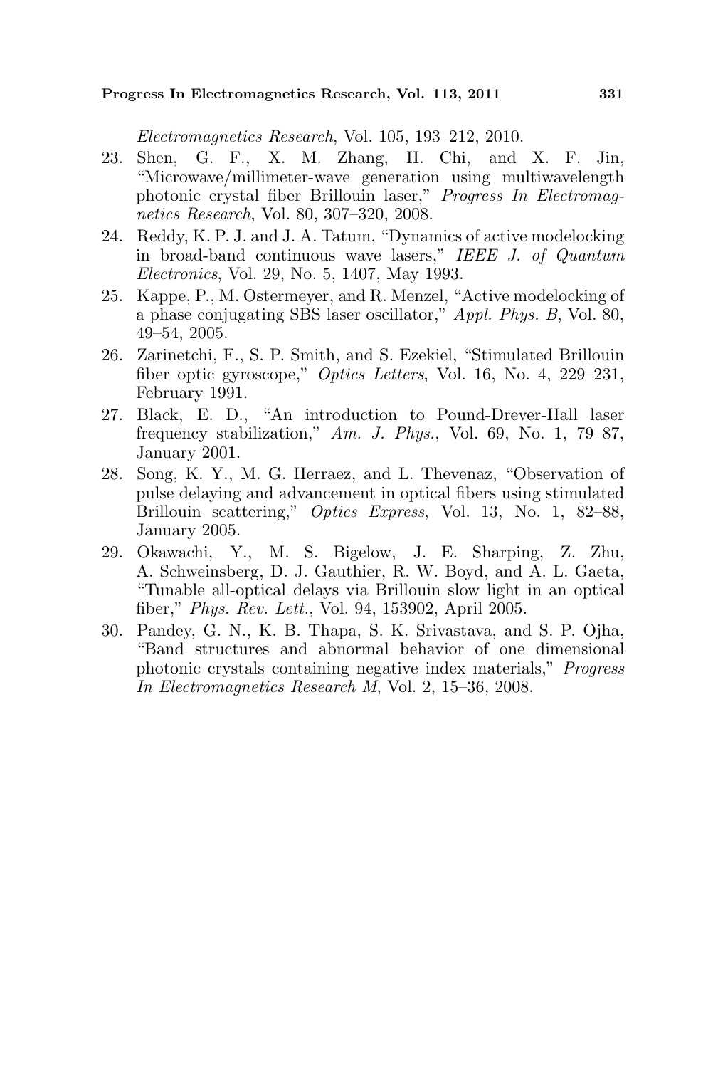*Electromagnetics Research*, Vol. 105, 193–212, 2010.

23. Shen, G. F., X. M. Zhang, H. Chi, and X. F. Jin, "Microwave/millimeter-wave generation using multiwavelength photonic crystal fiber Brillouin laser," *Progress In Electromagnetics Research*, Vol. 80, 307–320, 2008.
24. Reddy, K. P. J. and J. A. Tatum, "Dynamics of active modelocking in broad-band continuous wave lasers," *IEEE J. of Quantum Electronics*, Vol. 29, No. 5, 1407, May 1993.
25. Kappe, P., M. Ostermeyer, and R. Menzel, "Active modelocking of a phase conjugating SBS laser oscillator," *Appl. Phys. B*, Vol. 80, 49–54, 2005.
26. Zarinetchi, F., S. P. Smith, and S. Ezekiel, "Stimulated Brillouin fiber optic gyroscope," *Optics Letters*, Vol. 16, No. 4, 229–231, February 1991.
27. Black, E. D., "An introduction to Pound-Drever-Hall laser frequency stabilization," *Am. J. Phys.*, Vol. 69, No. 1, 79–87, January 2001.
28. Song, K. Y., M. G. Herraez, and L. Thevenaz, "Observation of pulse delaying and advancement in optical fibers using stimulated Brillouin scattering," *Optics Express*, Vol. 13, No. 1, 82–88, January 2005.
29. Okawachi, Y., M. S. Bigelow, J. E. Sharping, Z. Zhu, A. Schweinsberg, D. J. Gauthier, R. W. Boyd, and A. L. Gaeta, "Tunable all-optical delays via Brillouin slow light in an optical fiber," *Phys. Rev. Lett.*, Vol. 94, 153902, April 2005.
30. Pandey, G. N., K. B. Thapa, S. K. Srivastava, and S. P. Ojha, "Band structures and abnormal behavior of one dimensional photonic crystals containing negative index materials," *Progress In Electromagnetics Research M*, Vol. 2, 15–36, 2008.